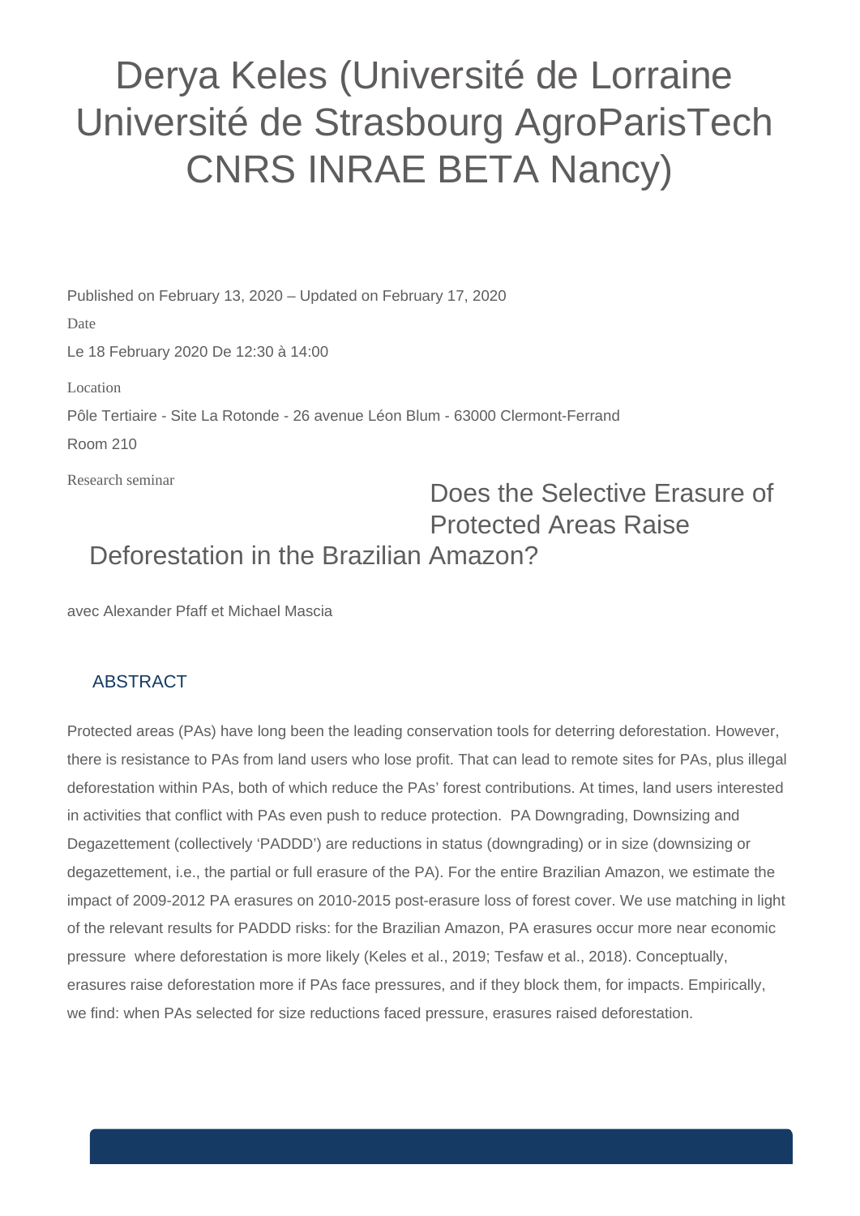# Derya Keles (Université de Lorraine Université de Strasbourg AgroParisTech CNRS INRAE BETA Nancy)

Published on February 13, 2020 – Updated on February 17, 2020

Date

Le 18 February 2020 De 12:30 à 14:00

Location

Pôle Tertiaire - Site La Rotonde - 26 avenue Léon Blum - 63000 Clermont-Ferrand

Room 210

Research seminar

## Does the Selective Erasure of Protected Areas Raise Deforestation in the Brazilian Amazon?

avec Alexander Pfaff et Michael Mascia

### ABSTRACT

Protected areas (PAs) have long been the leading conservation tools for deterring deforestation. However, there is resistance to PAs from land users who lose profit. That can lead to remote sites for PAs, plus illegal deforestation within PAs, both of which reduce the PAs' forest contributions. At times, land users interested in activities that conflict with PAs even push to reduce protection. PA Downgrading, Downsizing and Degazettement (collectively 'PADDD') are reductions in status (downgrading) or in size (downsizing or degazettement, i.e., the partial or full erasure of the PA). For the entire Brazilian Amazon, we estimate the impact of 2009-2012 PA erasures on 2010-2015 post-erasure loss of forest cover. We use matching in light of the relevant results for PADDD risks: for the Brazilian Amazon, PA erasures occur more near economic pressure where deforestation is more likely (Keles et al., 2019; Tesfaw et al., 2018). Conceptually, erasures raise deforestation more if PAs face pressures, and if they block them, for impacts. Empirically, we find: when PAs selected for size reductions faced pressure, erasures raised deforestation.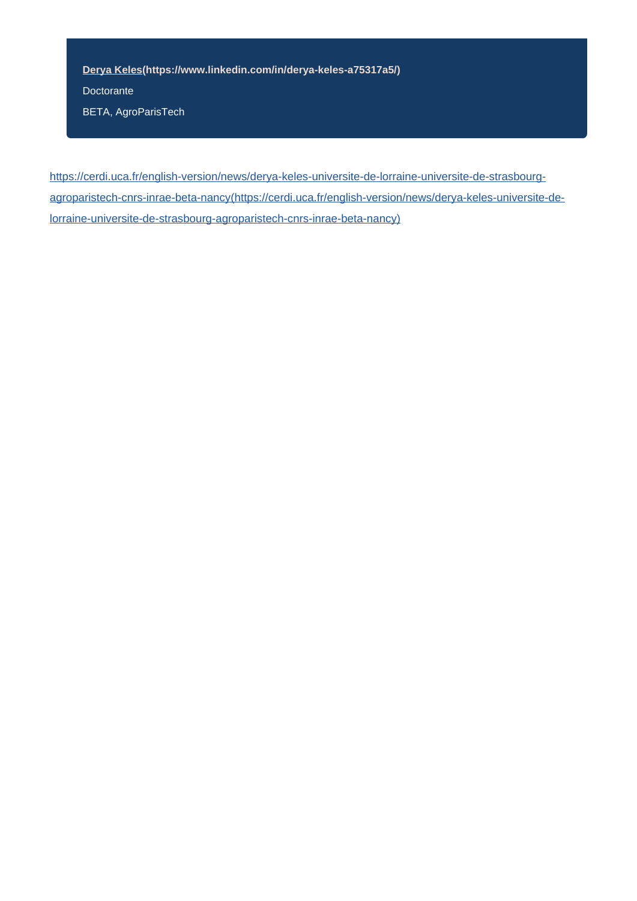**Derya Keles(https://www.linkedin.com/in/derya-keles-a75317a5/)**

Doctorante

BETA, AgroParisTech

https://cerdi.uca.fr/english-version/news/derya-keles-universite-de-lorraine-universite-de-strasbourg-agroparistech-cnrs-inrae-beta-nancy(https://cerdi.uca.fr/english-version/news/derya-keles-universite-de-lorraine-universite-de-strasbourg-agroparistech-cnrs-inrae-beta-nancy)